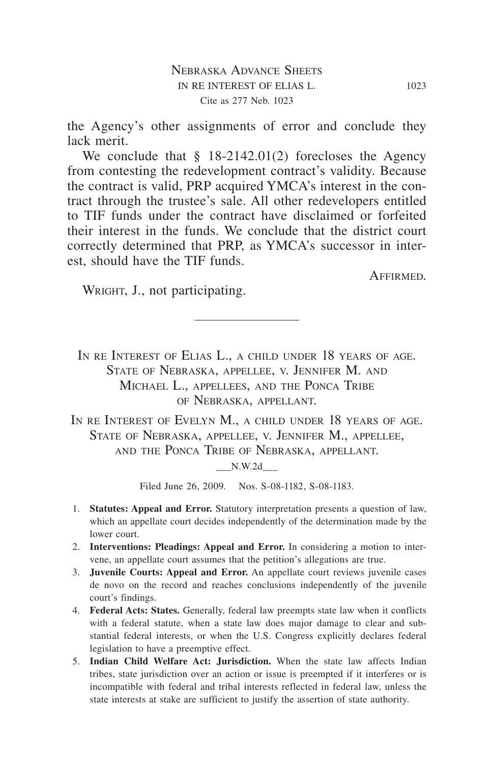the Agency's other assignments of error and conclude they lack merit.

We conclude that § 18-2142.01(2) forecloses the Agency from contesting the redevelopment contract's validity. Because the contract is valid, PRP acquired YMCA's interest in the contract through the trustee's sale. All other redevelopers entitled to TIF funds under the contract have disclaimed or forfeited their interest in the funds. We conclude that the district court correctly determined that PRP, as YMCA's successor in interest, should have the TIF funds.

Affirmed.

Wright, J., not participating.

---

In re Interest of Elias L., a child under 18 years of age.
State of Nebraska, appellee, v. Jennifer M. and Michael L., appellees, and the Ponca Tribe of Nebraska, appellant.

In re Interest of Evelyn M., a child under 18 years of age.
State of Nebraska, appellee, v. Jennifer M., appellee, and the Ponca Tribe of Nebraska, appellant.

___N.W.2d___

Filed June 26, 2009. Nos. S-08-1182, S-08-1183.

1. **Statutes: Appeal and Error.** Statutory interpretation presents a question of law, which an appellate court decides independently of the determination made by the lower court.
2. **Interventions: Pleadings: Appeal and Error.** In considering a motion to intervene, an appellate court assumes that the petition's allegations are true.
3. **Juvenile Courts: Appeal and Error.** An appellate court reviews juvenile cases de novo on the record and reaches conclusions independently of the juvenile court's findings.
4. **Federal Acts: States.** Generally, federal law preempts state law when it conflicts with a federal statute, when a state law does major damage to clear and substantial federal interests, or when the U.S. Congress explicitly declares federal legislation to have a preemptive effect.
5. **Indian Child Welfare Act: Jurisdiction.** When the state law affects Indian tribes, state jurisdiction over an action or issue is preempted if it interferes or is incompatible with federal and tribal interests reflected in federal law, unless the state interests at stake are sufficient to justify the assertion of state authority.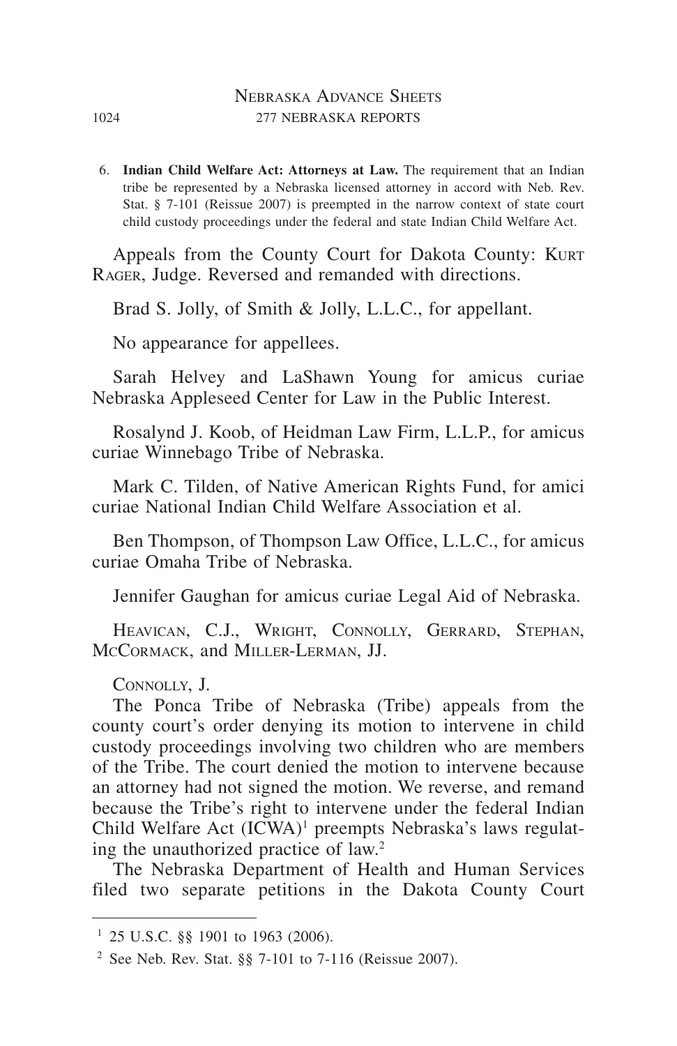6. **Indian Child Welfare Act: Attorneys at Law.** The requirement that an Indian tribe be represented by a Nebraska licensed attorney in accord with Neb. Rev. Stat. § 7-101 (Reissue 2007) is preempted in the narrow context of state court child custody proceedings under the federal and state Indian Child Welfare Act.

Appeals from the County Court for Dakota County: Kurt Rager, Judge. Reversed and remanded with directions.

Brad S. Jolly, of Smith & Jolly, L.L.C., for appellant.

No appearance for appellees.

Sarah Helvey and LaShawn Young for amicus curiae Nebraska Appleseed Center for Law in the Public Interest.

Rosalynd J. Koob, of Heidman Law Firm, L.L.P., for amicus curiae Winnebago Tribe of Nebraska.

Mark C. Tilden, of Native American Rights Fund, for amici curiae National Indian Child Welfare Association et al.

Ben Thompson, of Thompson Law Office, L.L.C., for amicus curiae Omaha Tribe of Nebraska.

Jennifer Gaughan for amicus curiae Legal Aid of Nebraska.

Heavican, C.J., Wright, Connolly, Gerrard, Stephan, McCormack, and Miller-Lerman, JJ.

Connolly, J.

The Ponca Tribe of Nebraska (Tribe) appeals from the county court's order denying its motion to intervene in child custody proceedings involving two children who are members of the Tribe. The court denied the motion to intervene because an attorney had not signed the motion. We reverse, and remand because the Tribe's right to intervene under the federal Indian Child Welfare Act (ICWA)[1] preempts Nebraska's laws regulating the unauthorized practice of law.[2]

The Nebraska Department of Health and Human Services filed two separate petitions in the Dakota County Court

---

[1] 25 U.S.C. §§ 1901 to 1963 (2006).

[2] See Neb. Rev. Stat. §§ 7-101 to 7-116 (Reissue 2007).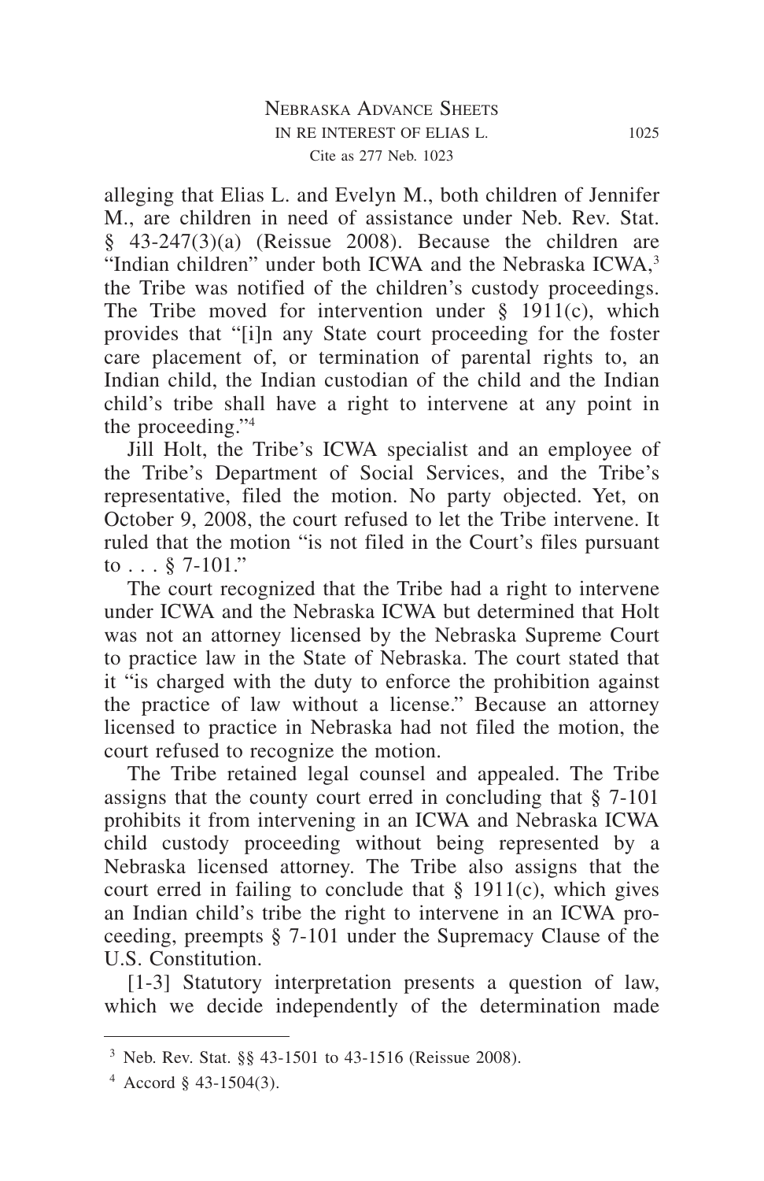alleging that Elias L. and Evelyn M., both children of Jennifer M., are children in need of assistance under Neb. Rev. Stat. § 43-247(3)(a) (Reissue 2008). Because the children are "Indian children" under both ICWA and the Nebraska ICWA,[3] the Tribe was notified of the children's custody proceedings. The Tribe moved for intervention under § 1911(c), which provides that "[i]n any State court proceeding for the foster care placement of, or termination of parental rights to, an Indian child, the Indian custodian of the child and the Indian child's tribe shall have a right to intervene at any point in the proceeding."[4]

Jill Holt, the Tribe's ICWA specialist and an employee of the Tribe's Department of Social Services, and the Tribe's representative, filed the motion. No party objected. Yet, on October 9, 2008, the court refused to let the Tribe intervene. It ruled that the motion "is not filed in the Court's files pursuant to . . . § 7-101."

The court recognized that the Tribe had a right to intervene under ICWA and the Nebraska ICWA but determined that Holt was not an attorney licensed by the Nebraska Supreme Court to practice law in the State of Nebraska. The court stated that it "is charged with the duty to enforce the prohibition against the practice of law without a license." Because an attorney licensed to practice in Nebraska had not filed the motion, the court refused to recognize the motion.

The Tribe retained legal counsel and appealed. The Tribe assigns that the county court erred in concluding that § 7-101 prohibits it from intervening in an ICWA and Nebraska ICWA child custody proceeding without being represented by a Nebraska licensed attorney. The Tribe also assigns that the court erred in failing to conclude that § 1911(c), which gives an Indian child's tribe the right to intervene in an ICWA proceeding, preempts § 7-101 under the Supremacy Clause of the U.S. Constitution.

[1-3] Statutory interpretation presents a question of law, which we decide independently of the determination made

---

[3] Neb. Rev. Stat. §§ 43-1501 to 43-1516 (Reissue 2008).

[4] Accord § 43-1504(3).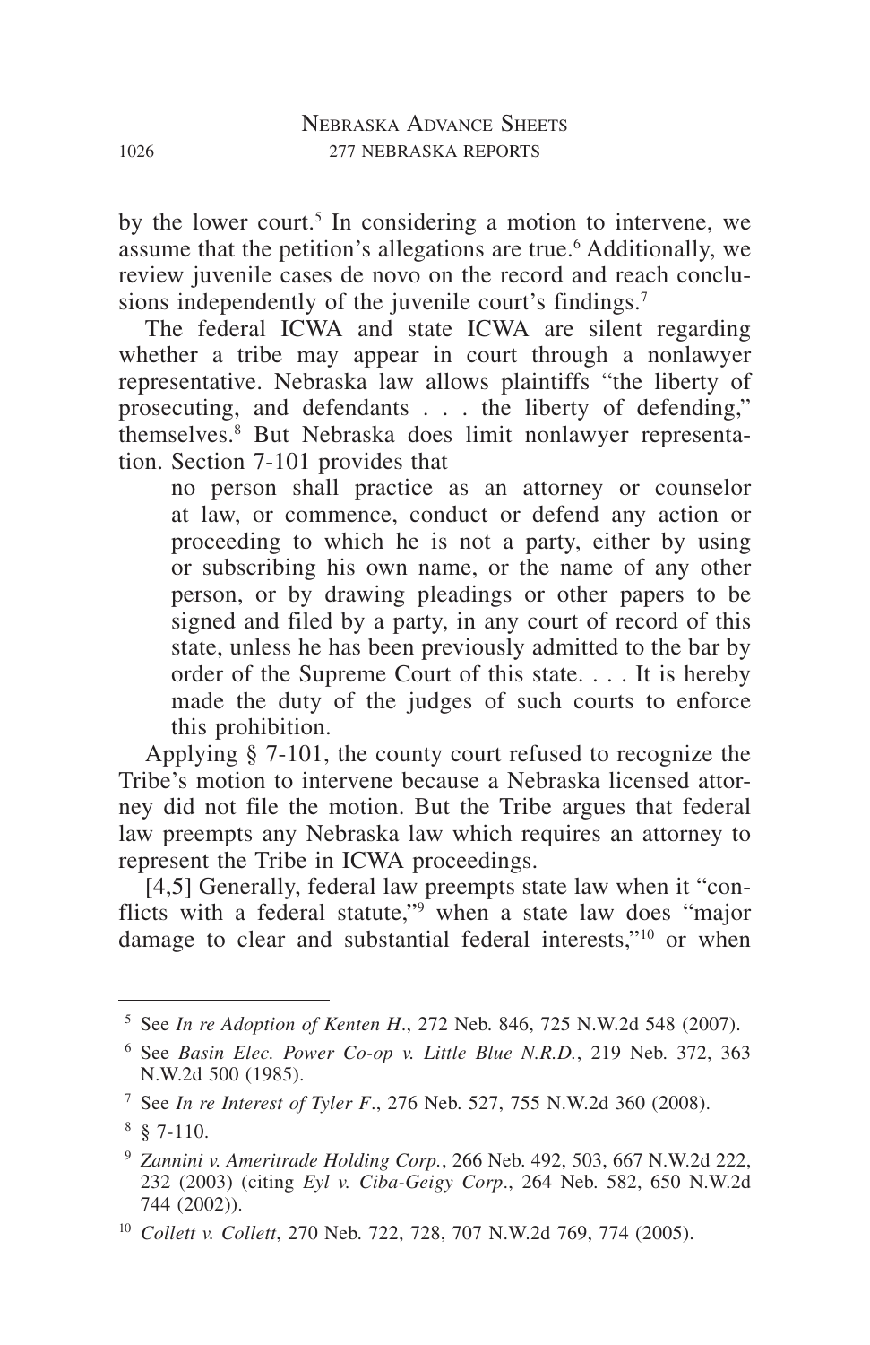by the lower court.[5] In considering a motion to intervene, we assume that the petition's allegations are true.[6] Additionally, we review juvenile cases de novo on the record and reach conclusions independently of the juvenile court's findings.[7]

The federal ICWA and state ICWA are silent regarding whether a tribe may appear in court through a nonlawyer representative. Nebraska law allows plaintiffs "the liberty of prosecuting, and defendants . . . the liberty of defending," themselves.[8] But Nebraska does limit nonlawyer representation. Section 7-101 provides that

> no person shall practice as an attorney or counselor at law, or commence, conduct or defend any action or proceeding to which he is not a party, either by using or subscribing his own name, or the name of any other person, or by drawing pleadings or other papers to be signed and filed by a party, in any court of record of this state, unless he has been previously admitted to the bar by order of the Supreme Court of this state. . . . It is hereby made the duty of the judges of such courts to enforce this prohibition.

Applying § 7-101, the county court refused to recognize the Tribe's motion to intervene because a Nebraska licensed attorney did not file the motion. But the Tribe argues that federal law preempts any Nebraska law which requires an attorney to represent the Tribe in ICWA proceedings.

[4,5] Generally, federal law preempts state law when it "conflicts with a federal statute,"[9] when a state law does "major damage to clear and substantial federal interests,"[10] or when

---

[5] See *In re Adoption of Kenten H.*, 272 Neb. 846, 725 N.W.2d 548 (2007).

[6] See *Basin Elec. Power Co-op v. Little Blue N.R.D.*, 219 Neb. 372, 363 N.W.2d 500 (1985).

[7] See *In re Interest of Tyler F.*, 276 Neb. 527, 755 N.W.2d 360 (2008).

[8] § 7-110.

[9] *Zannini v. Ameritrade Holding Corp.*, 266 Neb. 492, 503, 667 N.W.2d 222, 232 (2003) (citing *Eyl v. Ciba-Geigy Corp.*, 264 Neb. 582, 650 N.W.2d 744 (2002)).

[10] *Collett v. Collett*, 270 Neb. 722, 728, 707 N.W.2d 769, 774 (2005).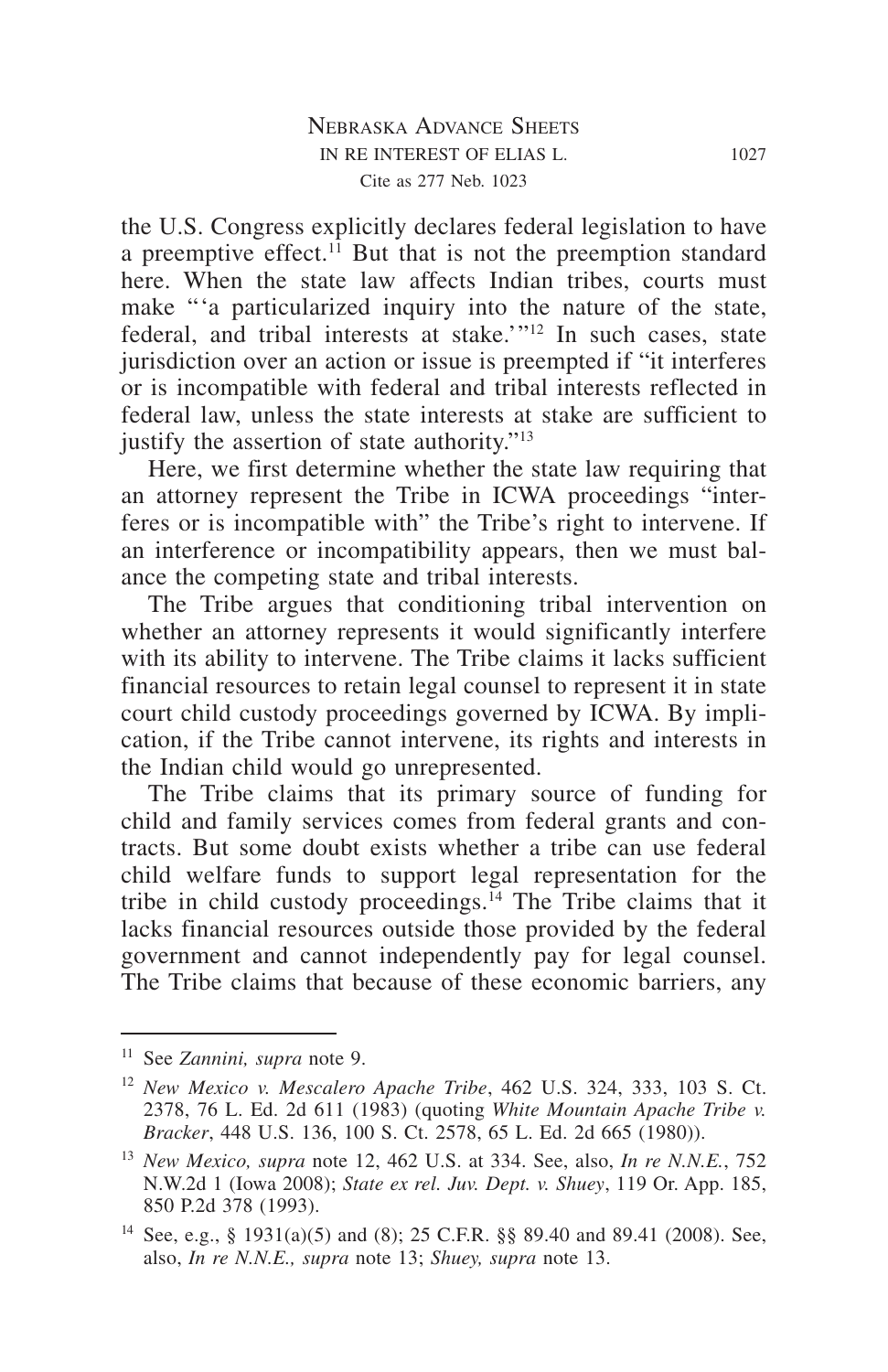the U.S. Congress explicitly declares federal legislation to have a preemptive effect.[11] But that is not the preemption standard here. When the state law affects Indian tribes, courts must make "'a particularized inquiry into the nature of the state, federal, and tribal interests at stake.'"[12] In such cases, state jurisdiction over an action or issue is preempted if "it interferes or is incompatible with federal and tribal interests reflected in federal law, unless the state interests at stake are sufficient to justify the assertion of state authority."[13]

Here, we first determine whether the state law requiring that an attorney represent the Tribe in ICWA proceedings "interferes or is incompatible with" the Tribe's right to intervene. If an interference or incompatibility appears, then we must balance the competing state and tribal interests.

The Tribe argues that conditioning tribal intervention on whether an attorney represents it would significantly interfere with its ability to intervene. The Tribe claims it lacks sufficient financial resources to retain legal counsel to represent it in state court child custody proceedings governed by ICWA. By implication, if the Tribe cannot intervene, its rights and interests in the Indian child would go unrepresented.

The Tribe claims that its primary source of funding for child and family services comes from federal grants and contracts. But some doubt exists whether a tribe can use federal child welfare funds to support legal representation for the tribe in child custody proceedings.[14] The Tribe claims that it lacks financial resources outside those provided by the federal government and cannot independently pay for legal counsel. The Tribe claims that because of these economic barriers, any

---

[11] See *Zannini, supra* note 9.

[12] *New Mexico v. Mescalero Apache Tribe*, 462 U.S. 324, 333, 103 S. Ct. 2378, 76 L. Ed. 2d 611 (1983) (quoting *White Mountain Apache Tribe v. Bracker*, 448 U.S. 136, 100 S. Ct. 2578, 65 L. Ed. 2d 665 (1980)).

[13] *New Mexico, supra* note 12, 462 U.S. at 334. See, also, *In re N.N.E.*, 752 N.W.2d 1 (Iowa 2008); *State ex rel. Juv. Dept. v. Shuey*, 119 Or. App. 185, 850 P.2d 378 (1993).

[14] See, e.g., § 1931(a)(5) and (8); 25 C.F.R. §§ 89.40 and 89.41 (2008). See, also, *In re N.N.E., supra* note 13; *Shuey, supra* note 13.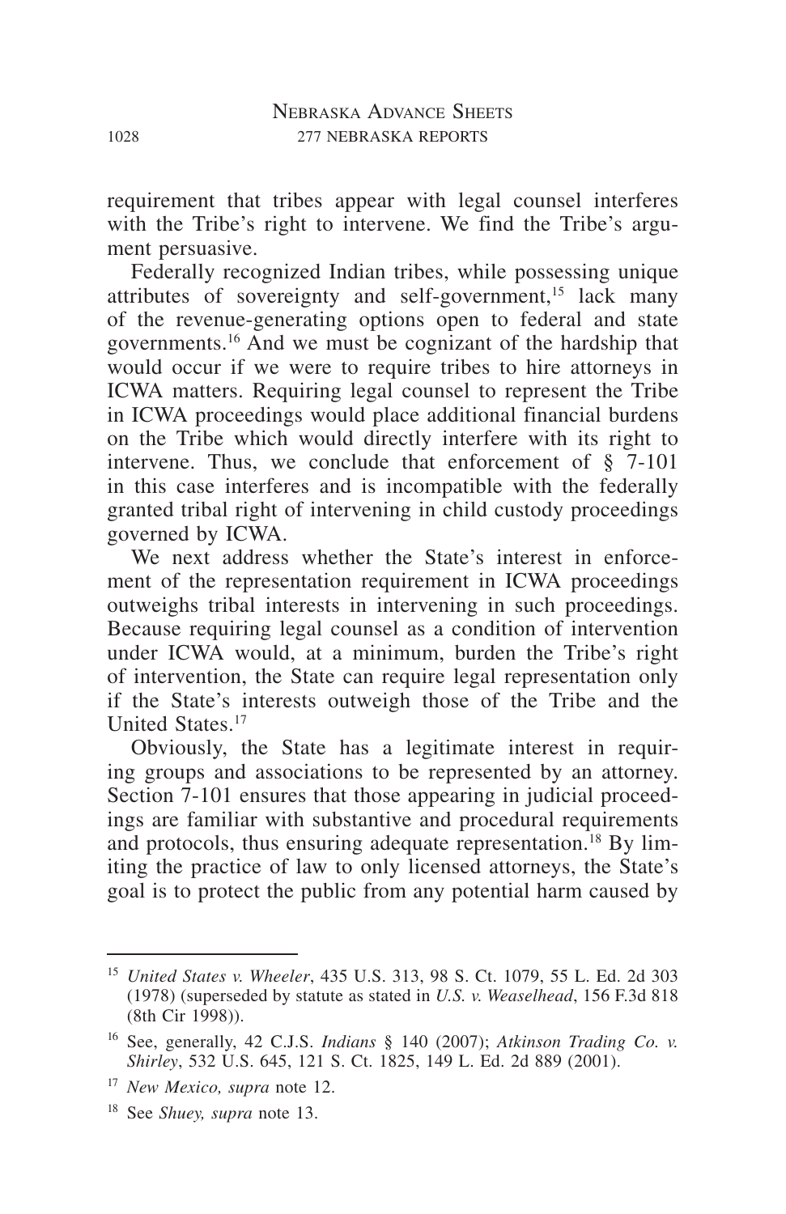requirement that tribes appear with legal counsel interferes with the Tribe's right to intervene. We find the Tribe's argument persuasive.

Federally recognized Indian tribes, while possessing unique attributes of sovereignty and self-government,[15] lack many of the revenue-generating options open to federal and state governments.[16] And we must be cognizant of the hardship that would occur if we were to require tribes to hire attorneys in ICWA matters. Requiring legal counsel to represent the Tribe in ICWA proceedings would place additional financial burdens on the Tribe which would directly interfere with its right to intervene. Thus, we conclude that enforcement of § 7-101 in this case interferes and is incompatible with the federally granted tribal right of intervening in child custody proceedings governed by ICWA.

We next address whether the State's interest in enforcement of the representation requirement in ICWA proceedings outweighs tribal interests in intervening in such proceedings. Because requiring legal counsel as a condition of intervention under ICWA would, at a minimum, burden the Tribe's right of intervention, the State can require legal representation only if the State's interests outweigh those of the Tribe and the United States.[17]

Obviously, the State has a legitimate interest in requiring groups and associations to be represented by an attorney. Section 7-101 ensures that those appearing in judicial proceedings are familiar with substantive and procedural requirements and protocols, thus ensuring adequate representation.[18] By limiting the practice of law to only licensed attorneys, the State's goal is to protect the public from any potential harm caused by

---

[15] *United States v. Wheeler*, 435 U.S. 313, 98 S. Ct. 1079, 55 L. Ed. 2d 303 (1978) (superseded by statute as stated in *U.S. v. Weaselhead*, 156 F.3d 818 (8th Cir 1998)).

[16] See, generally, 42 C.J.S. *Indians* § 140 (2007); *Atkinson Trading Co. v. Shirley*, 532 U.S. 645, 121 S. Ct. 1825, 149 L. Ed. 2d 889 (2001).

[17] *New Mexico, supra* note 12.

[18] See *Shuey, supra* note 13.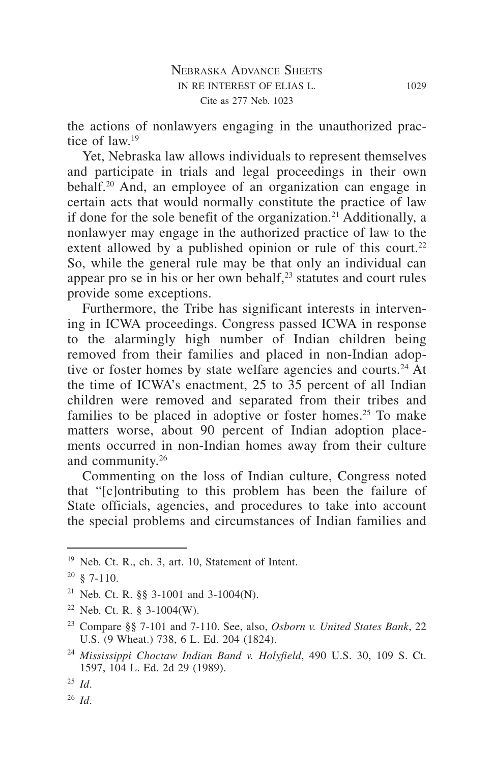the actions of nonlawyers engaging in the unauthorized practice of law.[19]

Yet, Nebraska law allows individuals to represent themselves and participate in trials and legal proceedings in their own behalf.[20] And, an employee of an organization can engage in certain acts that would normally constitute the practice of law if done for the sole benefit of the organization.[21] Additionally, a nonlawyer may engage in the authorized practice of law to the extent allowed by a published opinion or rule of this court.[22] So, while the general rule may be that only an individual can appear pro se in his or her own behalf,[23] statutes and court rules provide some exceptions.

Furthermore, the Tribe has significant interests in intervening in ICWA proceedings. Congress passed ICWA in response to the alarmingly high number of Indian children being removed from their families and placed in non-Indian adoptive or foster homes by state welfare agencies and courts.[24] At the time of ICWA's enactment, 25 to 35 percent of all Indian children were removed and separated from their tribes and families to be placed in adoptive or foster homes.[25] To make matters worse, about 90 percent of Indian adoption placements occurred in non-Indian homes away from their culture and community.[26]

Commenting on the loss of Indian culture, Congress noted that "[c]ontributing to this problem has been the failure of State officials, agencies, and procedures to take into account the special problems and circumstances of Indian families and

---

[19] Neb. Ct. R., ch. 3, art. 10, Statement of Intent.

[20] § 7-110.

[21] Neb. Ct. R. §§ 3-1001 and 3-1004(N).

[22] Neb. Ct. R. § 3-1004(W).

[23] Compare §§ 7-101 and 7-110. See, also, *Osborn v. United States Bank*, 22 U.S. (9 Wheat.) 738, 6 L. Ed. 204 (1824).

[24] *Mississippi Choctaw Indian Band v. Holyfield*, 490 U.S. 30, 109 S. Ct. 1597, 104 L. Ed. 2d 29 (1989).

[25] *Id*.

[26] *Id*.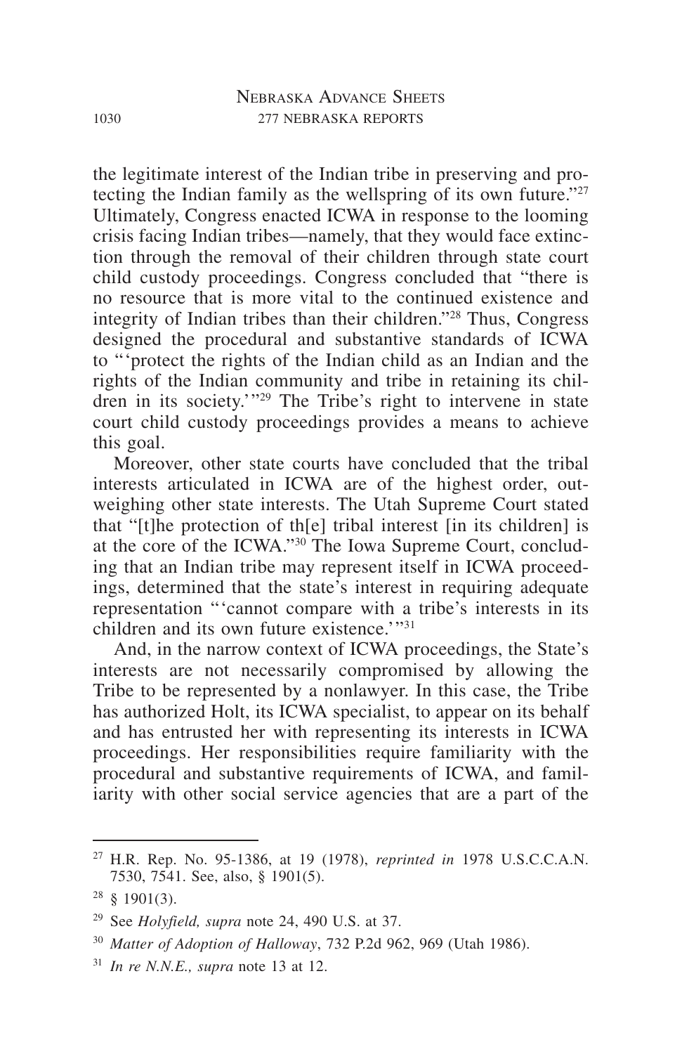the legitimate interest of the Indian tribe in preserving and protecting the Indian family as the wellspring of its own future."[27] Ultimately, Congress enacted ICWA in response to the looming crisis facing Indian tribes—namely, that they would face extinction through the removal of their children through state court child custody proceedings. Congress concluded that "there is no resource that is more vital to the continued existence and integrity of Indian tribes than their children."[28] Thus, Congress designed the procedural and substantive standards of ICWA to "'protect the rights of the Indian child as an Indian and the rights of the Indian community and tribe in retaining its children in its society.'"[29] The Tribe's right to intervene in state court child custody proceedings provides a means to achieve this goal.

Moreover, other state courts have concluded that the tribal interests articulated in ICWA are of the highest order, outweighing other state interests. The Utah Supreme Court stated that "[t]he protection of th[e] tribal interest [in its children] is at the core of the ICWA."[30] The Iowa Supreme Court, concluding that an Indian tribe may represent itself in ICWA proceedings, determined that the state's interest in requiring adequate representation "'cannot compare with a tribe's interests in its children and its own future existence.'"[31]

And, in the narrow context of ICWA proceedings, the State's interests are not necessarily compromised by allowing the Tribe to be represented by a nonlawyer. In this case, the Tribe has authorized Holt, its ICWA specialist, to appear on its behalf and has entrusted her with representing its interests in ICWA proceedings. Her responsibilities require familiarity with the procedural and substantive requirements of ICWA, and familiarity with other social service agencies that are a part of the

---

[27] H.R. Rep. No. 95-1386, at 19 (1978), *reprinted in* 1978 U.S.C.C.A.N. 7530, 7541. See, also, § 1901(5).

[28] § 1901(3).

[29] See *Holyfield, supra* note 24, 490 U.S. at 37.

[30] *Matter of Adoption of Halloway*, 732 P.2d 962, 969 (Utah 1986).

[31] *In re N.N.E., supra* note 13 at 12.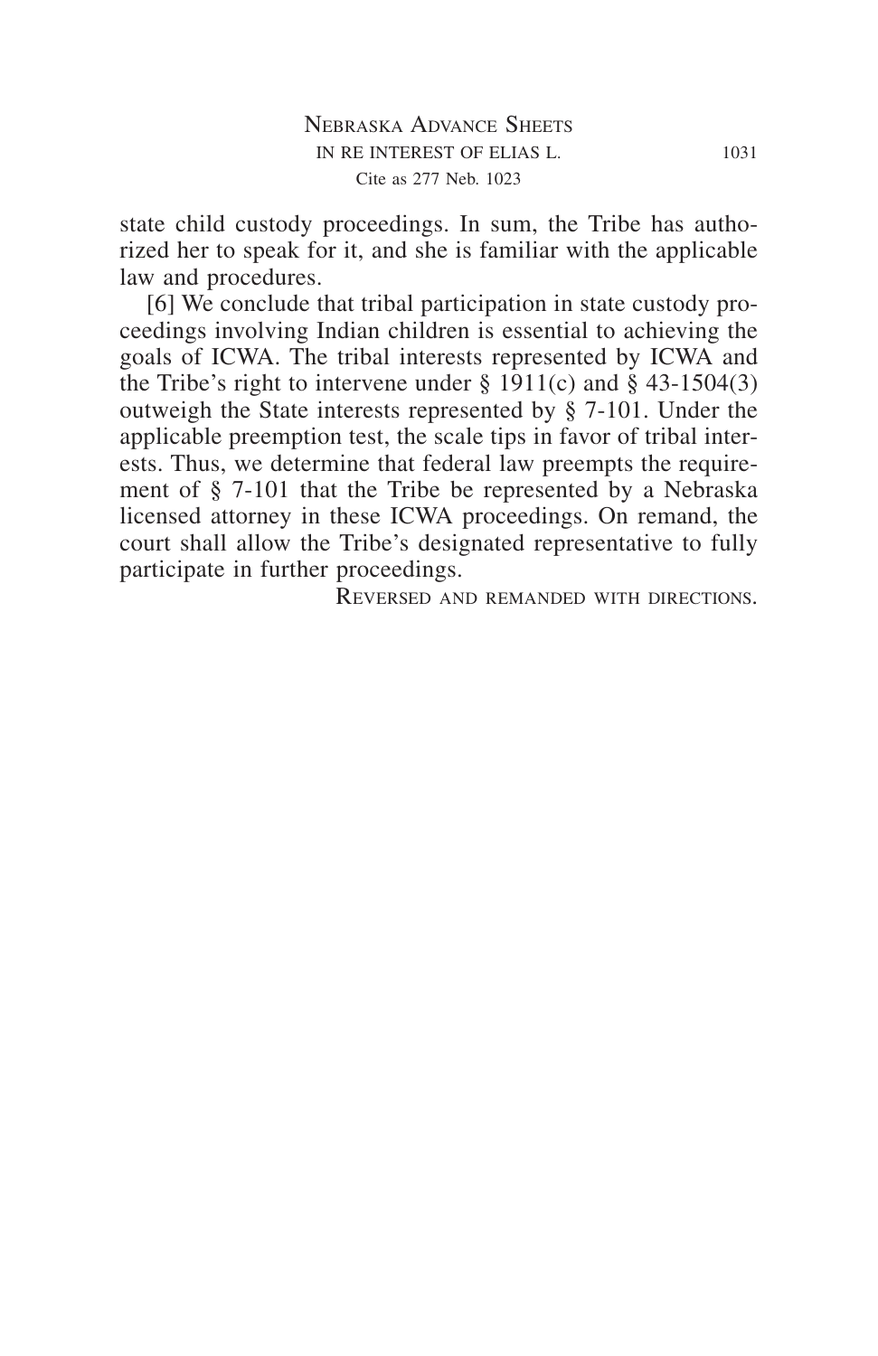state child custody proceedings. In sum, the Tribe has authorized her to speak for it, and she is familiar with the applicable law and procedures.

[6] We conclude that tribal participation in state custody proceedings involving Indian children is essential to achieving the goals of ICWA. The tribal interests represented by ICWA and the Tribe's right to intervene under § 1911(c) and § 43-1504(3) outweigh the State interests represented by § 7-101. Under the applicable preemption test, the scale tips in favor of tribal interests. Thus, we determine that federal law preempts the requirement of § 7-101 that the Tribe be represented by a Nebraska licensed attorney in these ICWA proceedings. On remand, the court shall allow the Tribe's designated representative to fully participate in further proceedings.

REVERSED AND REMANDED WITH DIRECTIONS.